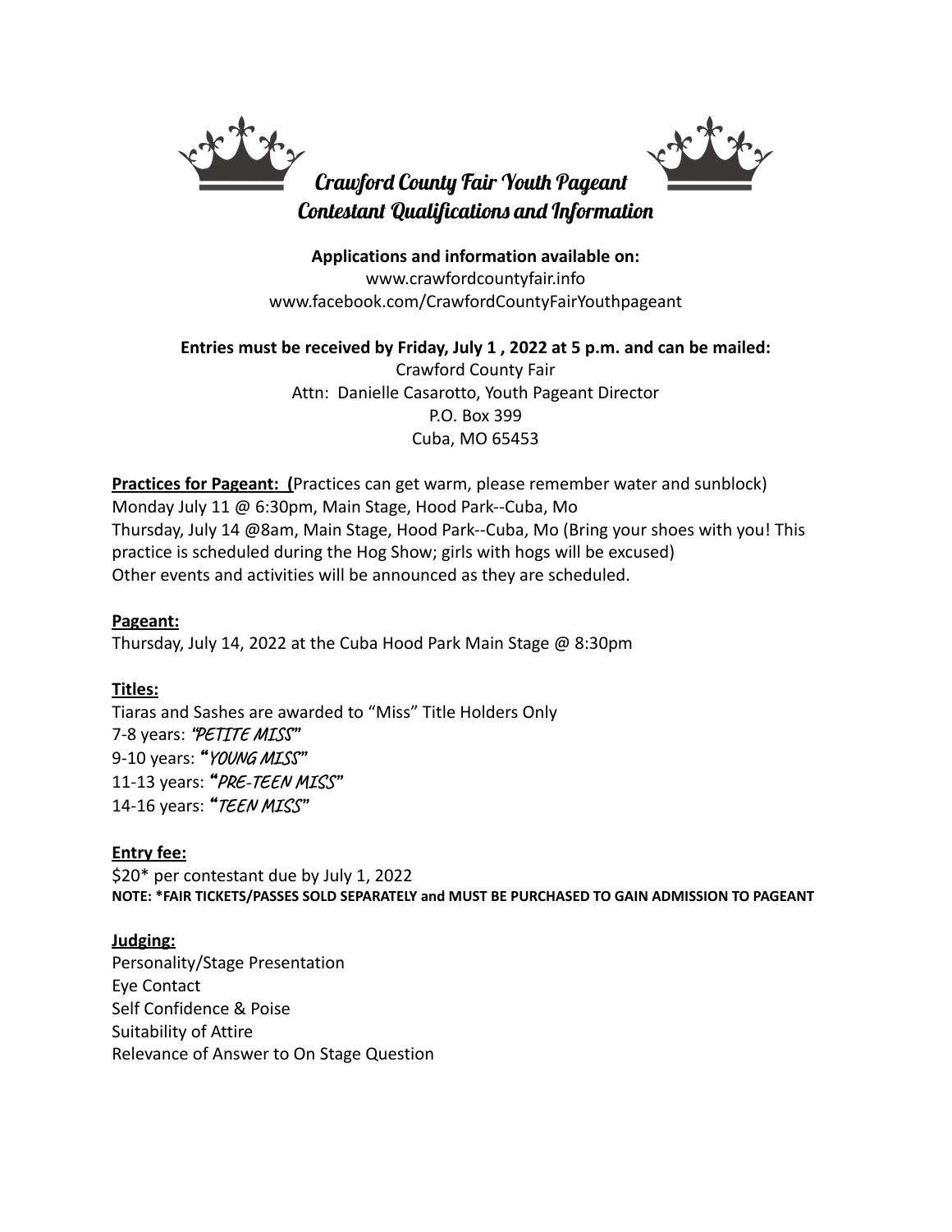# Crawford County Fair Youth Pageant
## Contestant Qualifications and Information

**Applications and information available on:**
www.crawfordcountyfair.info
www.facebook.com/CrawfordCountyFairYouthpageant

**Entries must be received by Friday, July 1 , 2022 at 5 p.m. and can be mailed:**
Crawford County Fair
Attn: Danielle Casarotto, Youth Pageant Director
P.O. Box 399
Cuba, MO 65453

**Practices for Pageant: (**Practices can get warm, please remember water and sunblock)
Monday July 11 @ 6:30pm, Main Stage, Hood Park--Cuba, Mo
Thursday, July 14 @8am, Main Stage, Hood Park--Cuba, Mo (Bring your shoes with you! This practice is scheduled during the Hog Show; girls with hogs will be excused)
Other events and activities will be announced as they are scheduled.

**Pageant:**
Thursday, July 14, 2022 at the Cuba Hood Park Main Stage @ 8:30pm

**Titles:**
Tiaras and Sashes are awarded to "Miss" Title Holders Only
7-8 years: "*PETITE MISS*"
9-10 years: "*YOUNG MISS*"
11-13 years: "*PRE-TEEN MISS*"
14-16 years: "*TEEN MISS*"

**Entry fee:**
$20* per contestant due by July 1, 2022
**NOTE: *FAIR TICKETS/PASSES SOLD SEPARATELY and MUST BE PURCHASED TO GAIN ADMISSION TO PAGEANT**

**Judging:**
Personality/Stage Presentation
Eye Contact
Self Confidence & Poise
Suitability of Attire
Relevance of Answer to On Stage Question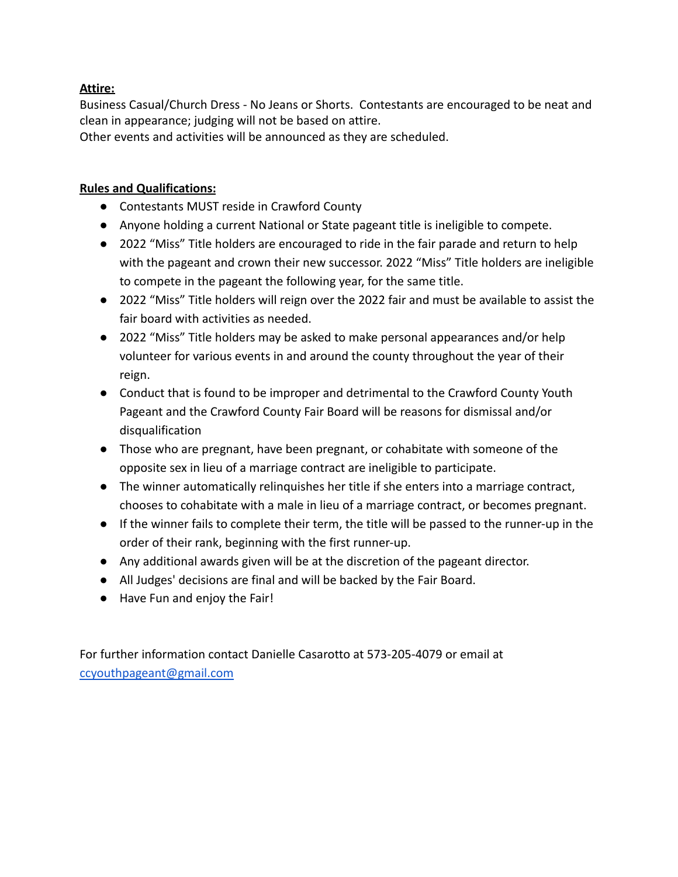**Attire:**

Business Casual/Church Dress - No Jeans or Shorts.  Contestants are encouraged to be neat and clean in appearance; judging will not be based on attire.

Other events and activities will be announced as they are scheduled.

**Rules and Qualifications:**

- Contestants MUST reside in Crawford County
- Anyone holding a current National or State pageant title is ineligible to compete.
- 2022 "Miss" Title holders are encouraged to ride in the fair parade and return to help with the pageant and crown their new successor. 2022 "Miss" Title holders are ineligible to compete in the pageant the following year, for the same title.
- 2022 "Miss" Title holders will reign over the 2022 fair and must be available to assist the fair board with activities as needed.
- 2022 "Miss" Title holders may be asked to make personal appearances and/or help volunteer for various events in and around the county throughout the year of their reign.
- Conduct that is found to be improper and detrimental to the Crawford County Youth Pageant and the Crawford County Fair Board will be reasons for dismissal and/or disqualification
- Those who are pregnant, have been pregnant, or cohabitate with someone of the opposite sex in lieu of a marriage contract are ineligible to participate.
- The winner automatically relinquishes her title if she enters into a marriage contract, chooses to cohabitate with a male in lieu of a marriage contract, or becomes pregnant.
- If the winner fails to complete their term, the title will be passed to the runner-up in the order of their rank, beginning with the first runner-up.
- Any additional awards given will be at the discretion of the pageant director.
- All Judges' decisions are final and will be backed by the Fair Board.
- Have Fun and enjoy the Fair!

For further information contact Danielle Casarotto at 573-205-4079 or email at [ccyouthpageant@gmail.com](mailto:ccyouthpageant@gmail.com)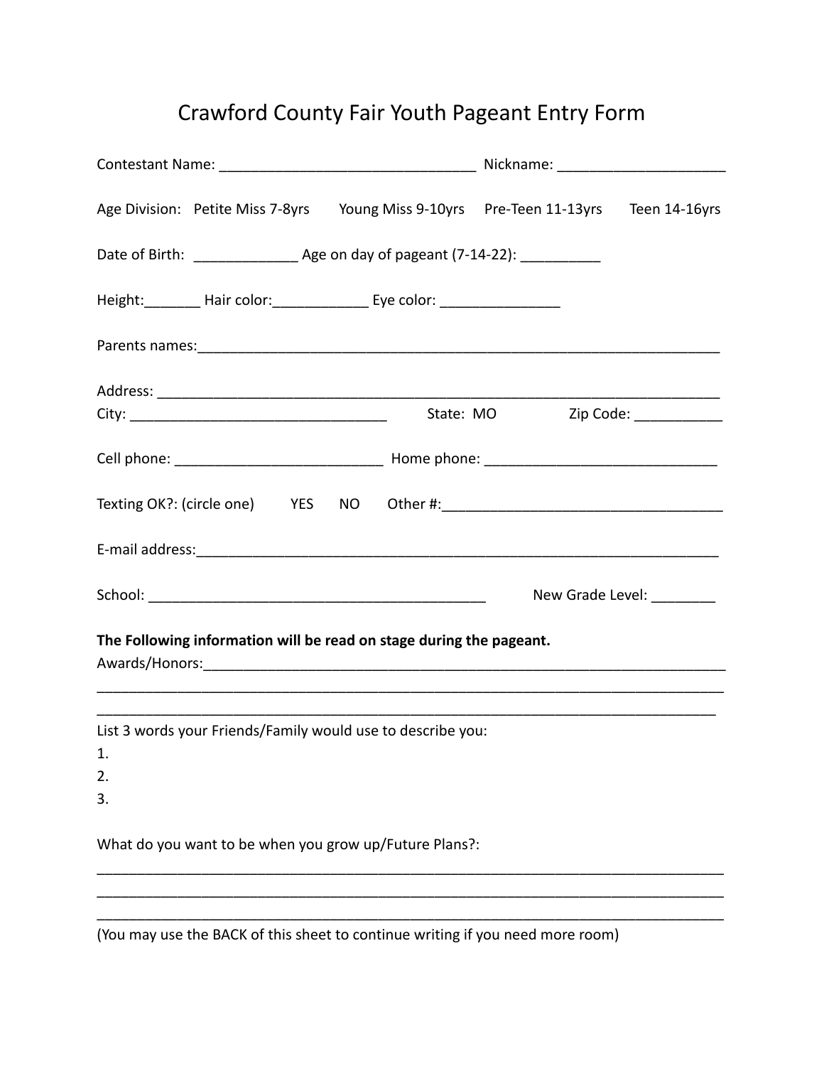# Crawford County Fair Youth Pageant Entry Form

Contestant Name: ________________________________ Nickname: _____________________

Age Division: Petite Miss 7-8yrs Young Miss 9-10yrs Pre-Teen 11-13yrs Teen 14-16yrs

Date of Birth: _____________ Age on day of pageant (7-14-22): __________

Height:_______ Hair color:____________ Eye color: _______________

Parents names:____________________________________________________________________

Address: _________________________________________________________________________

City: ________________________________ State: MO Zip Code: ___________

Cell phone: __________________________ Home phone: _____________________________

Texting OK?: (circle one) YES NO Other #:___________________________________

E-mail address:____________________________________________________________________

School: __________________________________________ New Grade Level: ________

**The Following information will be read on stage during the pageant.**

Awards/Honors:____________________________________________________________________

__________________________________________________________________________________

__________________________________________________________________________________

List 3 words your Friends/Family would use to describe you:

1.
2.
3.

What do you want to be when you grow up/Future Plans?:

__________________________________________________________________________________

__________________________________________________________________________________

__________________________________________________________________________________

(You may use the BACK of this sheet to continue writing if you need more room)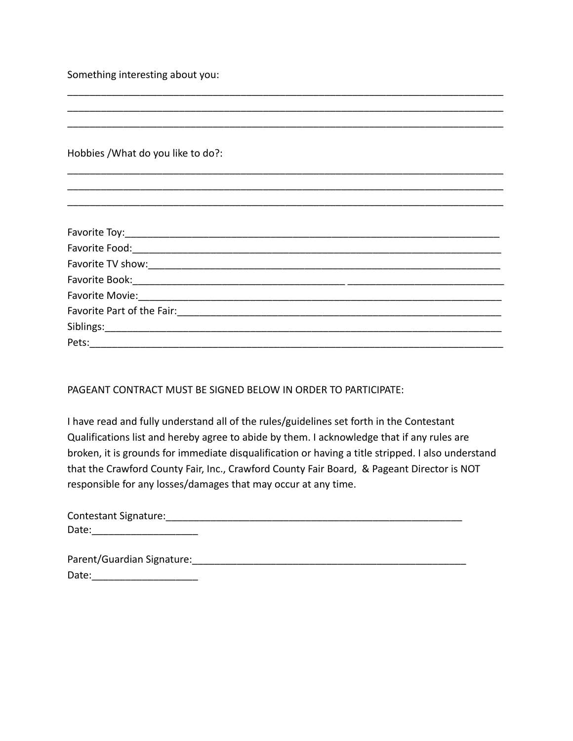Something interesting about you:

_______________________________________________________________________________
_______________________________________________________________________________
_______________________________________________________________________________

Hobbies /What do you like to do?:

_______________________________________________________________________________
_______________________________________________________________________________
_______________________________________________________________________________

Favorite Toy:___________________________________________________________________

Favorite Food:__________________________________________________________________

Favorite TV show:_______________________________________________________________

Favorite Book:___________________________________ __________________________

Favorite Movie:_________________________________________________________________

Favorite Part of the Fair:_______________________________________________________

Siblings:_______________________________________________________________________

Pets:__________________________________________________________________________

PAGEANT CONTRACT MUST BE SIGNED BELOW IN ORDER TO PARTICIPATE:

I have read and fully understand all of the rules/guidelines set forth in the Contestant Qualifications list and hereby agree to abide by them. I acknowledge that if any rules are broken, it is grounds for immediate disqualification or having a title stripped. I also understand that the Crawford County Fair, Inc., Crawford County Fair Board, & Pageant Director is NOT responsible for any losses/damages that may occur at any time.

Contestant Signature:_______________________________________________________

Date:___________________

Parent/Guardian Signature:__________________________________________________

Date:___________________